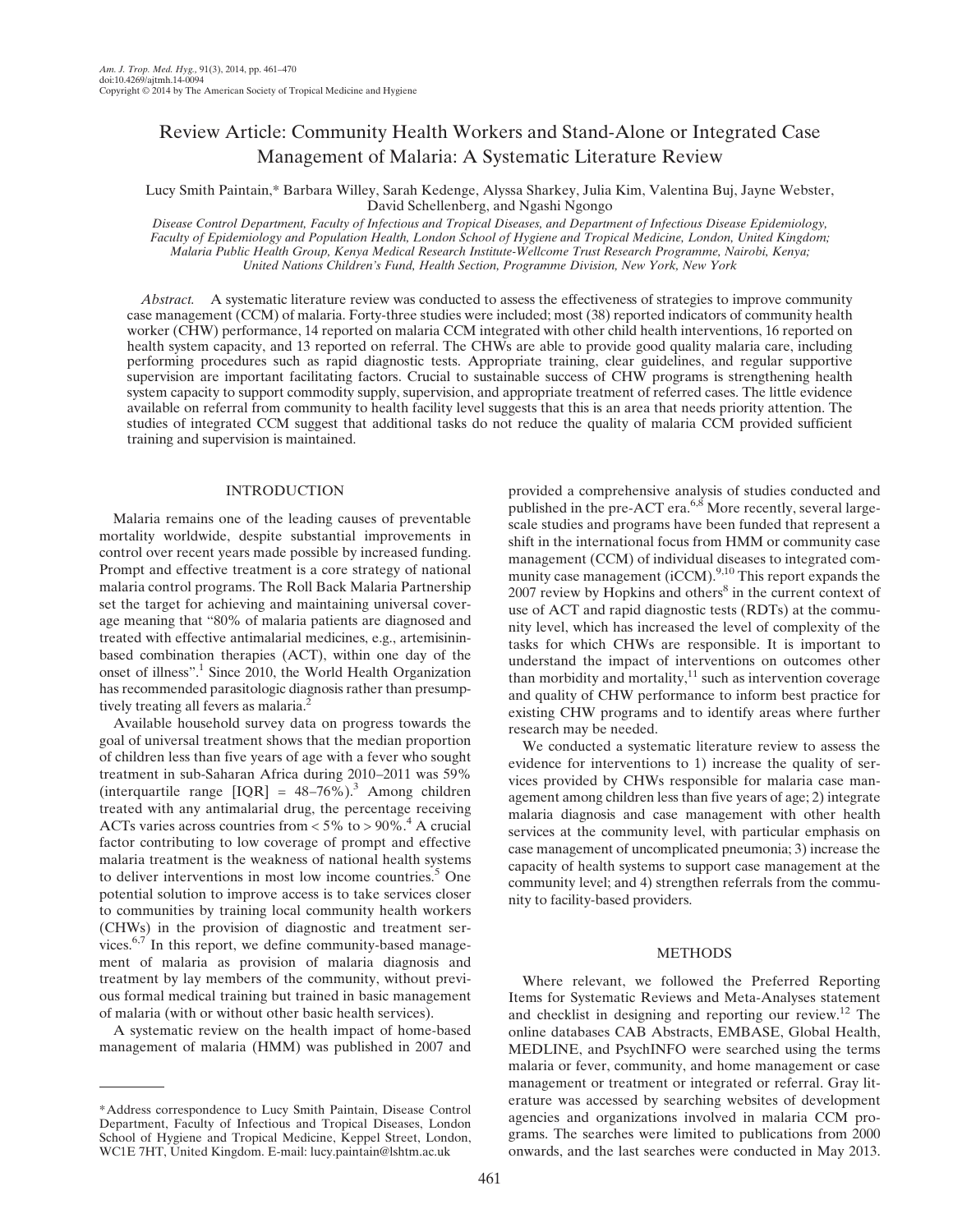# Review Article: Community Health Workers and Stand-Alone or Integrated Case Management of Malaria: A Systematic Literature Review

Lucy Smith Paintain,* Barbara Willey, Sarah Kedenge, Alyssa Sharkey, Julia Kim, Valentina Buj, Jayne Webster, David Schellenberg, and Ngashi Ngongo

*Disease Control Department, Faculty of Infectious and Tropical Diseases, and Department of Infectious Disease Epidemiology, Faculty of Epidemiology and Population Health, London School of Hygiene and Tropical Medicine, London, United Kingdom; Malaria Public Health Group, Kenya Medical Research Institute-Wellcome Trust Research Programme, Nairobi, Kenya; United Nations Children's Fund, Health Section, Programme Division, New York, New York*

*Abstract.* A systematic literature review was conducted to assess the effectiveness of strategies to improve community case management (CCM) of malaria. Forty-three studies were included; most (38) reported indicators of community health worker (CHW) performance, 14 reported on malaria CCM integrated with other child health interventions, 16 reported on health system capacity, and 13 reported on referral. The CHWs are able to provide good quality malaria care, including performing procedures such as rapid diagnostic tests. Appropriate training, clear guidelines, and regular supportive supervision are important facilitating factors. Crucial to sustainable success of CHW programs is strengthening health system capacity to support commodity supply, supervision, and appropriate treatment of referred cases. The little evidence available on referral from community to health facility level suggests that this is an area that needs priority attention. The studies of integrated CCM suggest that additional tasks do not reduce the quality of malaria CCM provided sufficient training and supervision is maintained.

## INTRODUCTION

Malaria remains one of the leading causes of preventable mortality worldwide, despite substantial improvements in control over recent years made possible by increased funding. Prompt and effective treatment is a core strategy of national malaria control programs. The Roll Back Malaria Partnership set the target for achieving and maintaining universal coverage meaning that "80% of malaria patients are diagnosed and treated with effective antimalarial medicines, e.g., artemisinin-based combination therapies (ACT), within one day of the onset of illness".[1] Since 2010, the World Health Organization has recommended parasitologic diagnosis rather than presumptively treating all fevers as malaria.[2]

Available household survey data on progress towards the goal of universal treatment shows that the median proportion of children less than five years of age with a fever who sought treatment in sub-Saharan Africa during 2010–2011 was 59% (interquartile range [IQR] = 48–76%).[3] Among children treated with any antimalarial drug, the percentage receiving ACTs varies across countries from < 5% to > 90%.[4] A crucial factor contributing to low coverage of prompt and effective malaria treatment is the weakness of national health systems to deliver interventions in most low income countries.[5] One potential solution to improve access is to take services closer to communities by training local community health workers (CHWs) in the provision of diagnostic and treatment services.[6,7] In this report, we define community-based management of malaria as provision of malaria diagnosis and treatment by lay members of the community, without previous formal medical training but trained in basic management of malaria (with or without other basic health services).

A systematic review on the health impact of home-based management of malaria (HMM) was published in 2007 and provided a comprehensive analysis of studies conducted and published in the pre-ACT era.[6,8] More recently, several large-scale studies and programs have been funded that represent a shift in the international focus from HMM or community case management (CCM) of individual diseases to integrated community case management (iCCM).[9,10] This report expands the 2007 review by Hopkins and others[8] in the current context of use of ACT and rapid diagnostic tests (RDTs) at the community level, which has increased the level of complexity of the tasks for which CHWs are responsible. It is important to understand the impact of interventions on outcomes other than morbidity and mortality,[11] such as intervention coverage and quality of CHW performance to inform best practice for existing CHW programs and to identify areas where further research may be needed.

We conducted a systematic literature review to assess the evidence for interventions to 1) increase the quality of services provided by CHWs responsible for malaria case management among children less than five years of age; 2) integrate malaria diagnosis and case management with other health services at the community level, with particular emphasis on case management of uncomplicated pneumonia; 3) increase the capacity of health systems to support case management at the community level; and 4) strengthen referrals from the community to facility-based providers.

## METHODS

Where relevant, we followed the Preferred Reporting Items for Systematic Reviews and Meta-Analyses statement and checklist in designing and reporting our review.[12] The online databases CAB Abstracts, EMBASE, Global Health, MEDLINE, and PsychINFO were searched using the terms malaria or fever, community, and home management or case management or treatment or integrated or referral. Gray literature was accessed by searching websites of development agencies and organizations involved in malaria CCM programs. The searches were limited to publications from 2000 onwards, and the last searches were conducted in May 2013.

---

*Address correspondence to Lucy Smith Paintain, Disease Control Department, Faculty of Infectious and Tropical Diseases, London School of Hygiene and Tropical Medicine, Keppel Street, London, WC1E 7HT, United Kingdom. E-mail: lucy.paintain@lshtm.ac.uk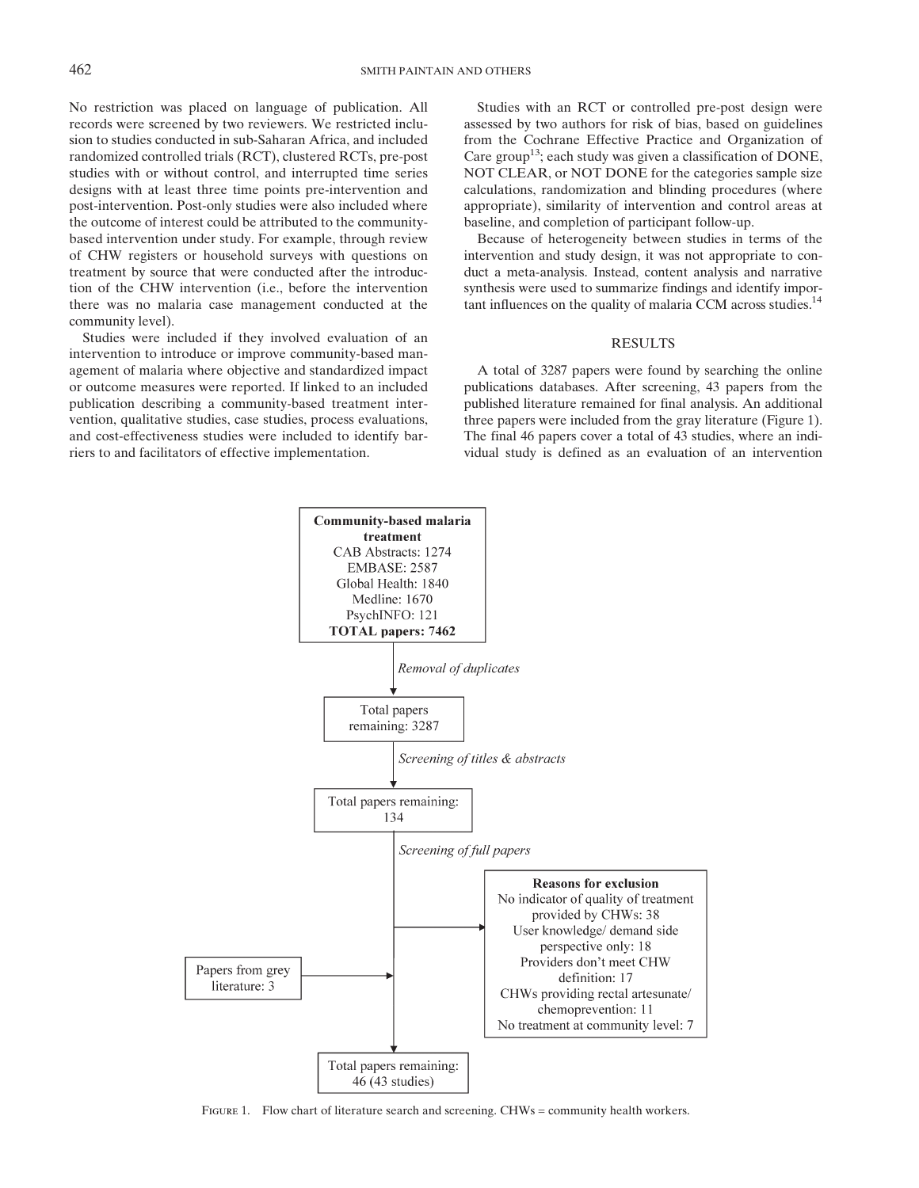No restriction was placed on language of publication. All records were screened by two reviewers. We restricted inclusion to studies conducted in sub-Saharan Africa, and included randomized controlled trials (RCT), clustered RCTs, pre-post studies with or without control, and interrupted time series designs with at least three time points pre-intervention and post-intervention. Post-only studies were also included where the outcome of interest could be attributed to the community-based intervention under study. For example, through review of CHW registers or household surveys with questions on treatment by source that were conducted after the introduction of the CHW intervention (i.e., before the intervention there was no malaria case management conducted at the community level).

Studies were included if they involved evaluation of an intervention to introduce or improve community-based management of malaria where objective and standardized impact or outcome measures were reported. If linked to an included publication describing a community-based treatment intervention, qualitative studies, case studies, process evaluations, and cost-effectiveness studies were included to identify barriers to and facilitators of effective implementation.

Studies with an RCT or controlled pre-post design were assessed by two authors for risk of bias, based on guidelines from the Cochrane Effective Practice and Organization of Care group[13]; each study was given a classification of DONE, NOT CLEAR, or NOT DONE for the categories sample size calculations, randomization and blinding procedures (where appropriate), similarity of intervention and control areas at baseline, and completion of participant follow-up.

Because of heterogeneity between studies in terms of the intervention and study design, it was not appropriate to conduct a meta-analysis. Instead, content analysis and narrative synthesis were used to summarize findings and identify important influences on the quality of malaria CCM across studies.[14]

## RESULTS

A total of 3287 papers were found by searching the online publications databases. After screening, 43 papers from the published literature remained for final analysis. An additional three papers were included from the gray literature (Figure 1). The final 46 papers cover a total of 43 studies, where an individual study is defined as an evaluation of an intervention

**Community-based malaria treatment**
CAB Abstracts: 1274
EMBASE: 2587
Global Health: 1840
Medline: 1670
PsychINFO: 121
**TOTAL papers: 7462**

*Removal of duplicates*

Total papers remaining: 3287

*Screening of titles & abstracts*

Total papers remaining: 134

*Screening of full papers*

**Reasons for exclusion**
No indicator of quality of treatment provided by CHWs: 38
User knowledge/ demand side perspective only: 18
Providers don't meet CHW definition: 17
CHWs providing rectal artesunate/ chemoprevention: 11
No treatment at community level: 7

Papers from grey literature: 3

Total papers remaining: 46 (43 studies)

Figure 1. Flow chart of literature search and screening. CHWs = community health workers.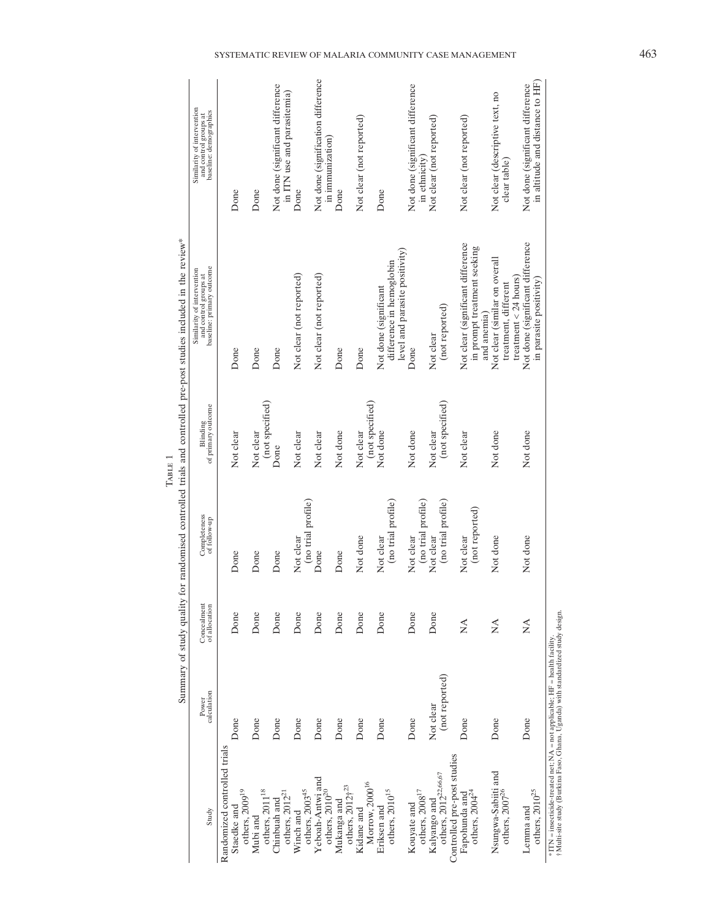Table 1

Summary of study quality for randomised controlled trials and controlled pre-post studies included in the review*

| Study | Power calculation | Concealment of allocation | Completeness of follow-up | Blinding of primary outcome | Similarity of intervention and control groups at baseline: primary outcome | Similarity of intervention and control groups at baseline: demographics |
|---|---|---|---|---|---|---|
| Randomized controlled trials | | | | | | |
| Staedke and others, 2009[19] | Done | Done | Done | Not clear | Done | Done |
| Mubi and others, 2011[18] | Done | Done | Done | Not clear (not specified) | Done | Done |
| Chinbuah and others, 2012[21] | Done | Done | Done | Done | Done | Not done (significant difference in ITN use and parasitemia) |
| Winch and others, 2003[45] | Done | Done | Not clear (no trial profile) | Not clear | Not clear (not reported) | Done |
| Yeboah-Antwi and others, 2010[20] | Done | Done | Done | Not clear | Not clear (not reported) | Not done (signification difference in immunization) |
| Mukanga and others, 2012†[23] | Done | Done | Done | Not done | Done | Done |
| Kidane and Morrow, 2000[16] | Done | Done | Not done | Not clear (not specified) | Done | Not clear (not reported) |
| Eriksen and others, 2010[15] | Done | Done | Not clear (no trial profile) | Not done | Not done (significant difference in hemoglobin level and parasite positivity) | Done |
| Kouyate and others, 2008[17] | Done | Done | Not clear (no trial profile) | Not done | Done | Not done (significant difference in ethnicity) |
| Kalyango and others, 2012[22,66,67] | Not clear (not reported) | Done | Not clear (no trial profile) | Not clear (not specified) | Not clear (not reported) | Not clear (not reported) |
| Controlled pre-post studies | | | | | | |
| Fapohunda and others, 2004[24] | Done | NA | Not clear (not reported) | Not clear | Not clear (significant difference in prompt treatment seeking and anemia) | Not clear (not reported) |
| Nsungwa-Sabiiti and others, 2007[26] | Done | NA | Not done | Not done | Not clear (similar on overall treatment, different treatment < 24 hours) | Not clear (descriptive text, no clear table) |
| Lemma and others, 2010[25] | Done | NA | Not done | Not done | Not done (significant difference in parasite positivity) | Not done (significant difference in altitude and distance to HF) |

*ITN = insecticide-treated net; NA = not applicable; HF = health facility.
† Multi-site study (Burkina Faso, Ghana, Uganda) with standardized study design.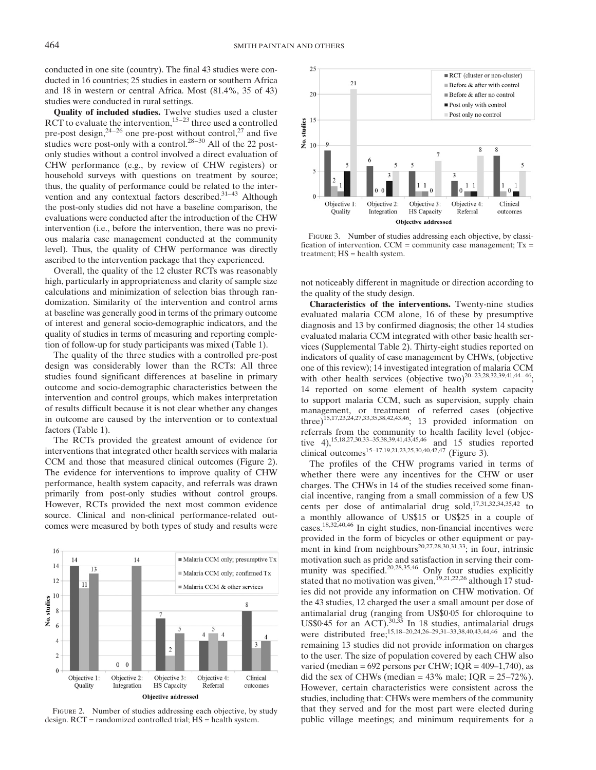conducted in one site (country). The final 43 studies were conducted in 16 countries; 25 studies in eastern or southern Africa and 18 in western or central Africa. Most (81.4%, 35 of 43) studies were conducted in rural settings.

**Quality of included studies.** Twelve studies used a cluster RCT to evaluate the intervention,[15–23] three used a controlled pre-post design,[24–26] one pre-post without control,[27] and five studies were post-only with a control.[28–30] All of the 22 post-only studies without a control involved a direct evaluation of CHW performance (e.g., by review of CHW registers) or household surveys with questions on treatment by source; thus, the quality of performance could be related to the intervention and any contextual factors described.[31–43] Although the post-only studies did not have a baseline comparison, the evaluations were conducted after the introduction of the CHW intervention (i.e., before the intervention, there was no previous malaria case management conducted at the community level). Thus, the quality of CHW performance was directly ascribed to the intervention package that they experienced.

Overall, the quality of the 12 cluster RCTs was reasonably high, particularly in appropriateness and clarity of sample size calculations and minimization of selection bias through randomization. Similarity of the intervention and control arms at baseline was generally good in terms of the primary outcome of interest and general socio-demographic indicators, and the quality of studies in terms of measuring and reporting completion of follow-up for study participants was mixed (Table 1).

The quality of the three studies with a controlled pre-post design was considerably lower than the RCTs: All three studies found significant differences at baseline in primary outcome and socio-demographic characteristics between the intervention and control groups, which makes interpretation of results difficult because it is not clear whether any changes in outcome are caused by the intervention or to contextual factors (Table 1).

The RCTs provided the greatest amount of evidence for interventions that integrated other health services with malaria CCM and those that measured clinical outcomes (Figure 2). The evidence for interventions to improve quality of CHW performance, health system capacity, and referrals was drawn primarily from post-only studies without control groups. However, RCTs provided the next most common evidence source. Clinical and non-clinical performance-related outcomes were measured by both types of study and results were

| Objective addressed | Malaria CCM only; presumptive Tx | Malaria CCM only; confirmed Tx | Malaria CCM & other services |
|---|---|---|---|
| Objective 1: Quality | 14 | 11 | 13 |
| Objective 2: Integration | 0 | 0 | 14 |
| Objective 3: HS Capacity | 7 | 2 | 5 |
| Objective 4: Referral | 4 | 5 | 4 |
| Clinical outcomes | 8 | 3 | 4 |

FIGURE 2. Number of studies addressing each objective, by study design. RCT = randomized controlled trial; HS = health system.

| Objective addressed | RCT (cluster or non-cluster) | Before & after with control | Before & after no control | Post only with control | Post only no control |
|---|---|---|---|---|---|
| Objective 1: Quality | 9 | 2 | 1 | 5 | 21 |
| Objective 2: Integration | 6 | 0 | 0 | 3 | 5 |
| Objective 3: HS Capacity | 5 | 1 | 1 | 0 | 7 |
| Objective 4: Referral | 3 | 0 | 1 | 1 | 8 |
| Clinical outcomes | 8 | 1 | 0 | 1 | 5 |

FIGURE 3. Number of studies addressing each objective, by classification of intervention. CCM = community case management; Tx = treatment; HS = health system.

not noticeably different in magnitude or direction according to the quality of the study design.

**Characteristics of the interventions.** Twenty-nine studies evaluated malaria CCM alone, 16 of these by presumptive diagnosis and 13 by confirmed diagnosis; the other 14 studies evaluated malaria CCM integrated with other basic health services (Supplemental Table 2). Thirty-eight studies reported on indicators of quality of case management by CHWs, (objective one of this review); 14 investigated integration of malaria CCM with other health services (objective two)[20–23,28,32,39,41,44–46]; 14 reported on some element of health system capacity to support malaria CCM, such as supervision, supply chain management, or treatment of referred cases (objective three)[15,17,23,24,27,33,35,38,42,43,46]; 13 provided information on referrals from the community to health facility level (objective 4),[15,18,27,30,33–35,38,39,41,43,45,46] and 15 studies reported clinical outcomes[15–17,19,21,23,25,30,40,42,47] (Figure 3).

The profiles of the CHW programs varied in terms of whether there were any incentives for the CHW or user charges. The CHWs in 14 of the studies received some financial incentive, ranging from a small commission of a few US cents per dose of antimalarial drug sold,[17,31,32,34,35,42] to a monthly allowance of US$15 or US$25 in a couple of cases.[18,32,40,46] In eight studies, non-financial incentives were provided in the form of bicycles or other equipment or payment in kind from neighbours[20,27,28,30,31,33]; in four, intrinsic motivation such as pride and satisfaction in serving their community was specified.[20,28,35,46] Only four studies explicitly stated that no motivation was given,[19,21,22,26] although 17 studies did not provide any information on CHW motivation. Of the 43 studies, 12 charged the user a small amount per dose of antimalarial drug (ranging from US$0·05 for chloroquine to US$0·45 for an ACT).[30,35] In 18 studies, antimalarial drugs were distributed free;[15,18–20,24,26–29,31–33,38,40,43,44,46] and the remaining 13 studies did not provide information on charges to the user. The size of population covered by each CHW also varied (median = 692 persons per CHW; IQR = 409–1,740), as did the sex of CHWs (median = 43% male; IQR = 25–72%). However, certain characteristics were consistent across the studies, including that: CHWs were members of the community that they served and for the most part were elected during public village meetings; and minimum requirements for a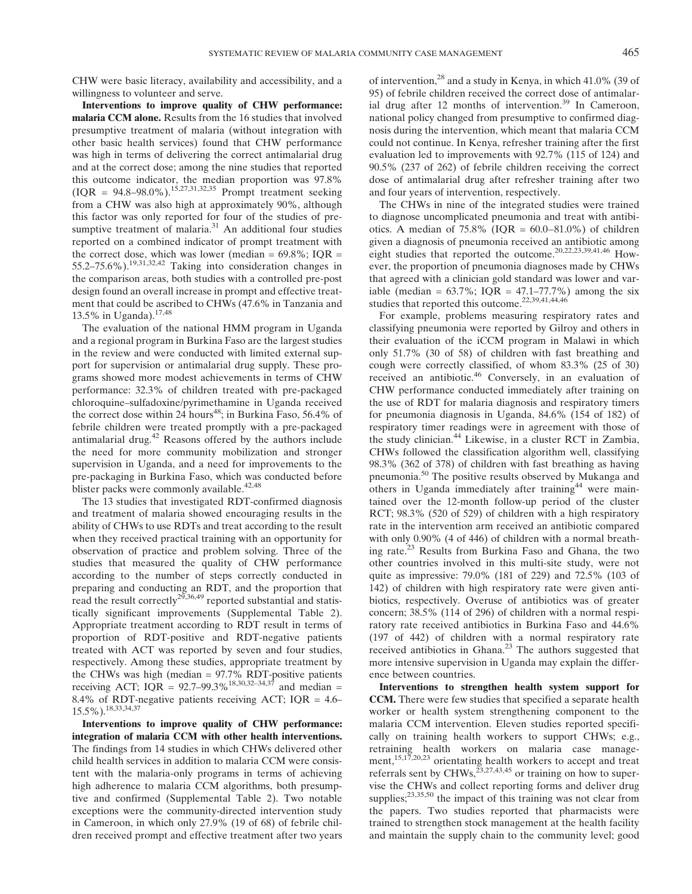CHW were basic literacy, availability and accessibility, and a willingness to volunteer and serve.

**Interventions to improve quality of CHW performance: malaria CCM alone.** Results from the 16 studies that involved presumptive treatment of malaria (without integration with other basic health services) found that CHW performance was high in terms of delivering the correct antimalarial drug and at the correct dose; among the nine studies that reported this outcome indicator, the median proportion was 97.8% (IQR = 94.8–98.0%).[15,27,31,32,35] Prompt treatment seeking from a CHW was also high at approximately 90%, although this factor was only reported for four of the studies of presumptive treatment of malaria.[31] An additional four studies reported on a combined indicator of prompt treatment with the correct dose, which was lower (median = 69.8%; IQR = 55.2–75.6%).[19,31,32,42] Taking into consideration changes in the comparison areas, both studies with a controlled pre-post design found an overall increase in prompt and effective treatment that could be ascribed to CHWs (47.6% in Tanzania and 13.5% in Uganda).[17,48]

The evaluation of the national HMM program in Uganda and a regional program in Burkina Faso are the largest studies in the review and were conducted with limited external support for supervision or antimalarial drug supply. These programs showed more modest achievements in terms of CHW performance: 32.3% of children treated with pre-packaged chloroquine–sulfadoxine/pyrimethamine in Uganda received the correct dose within 24 hours[48]; in Burkina Faso, 56.4% of febrile children were treated promptly with a pre-packaged antimalarial drug.[42] Reasons offered by the authors include the need for more community mobilization and stronger supervision in Uganda, and a need for improvements to the pre-packaging in Burkina Faso, which was conducted before blister packs were commonly available.[42,48]

The 13 studies that investigated RDT-confirmed diagnosis and treatment of malaria showed encouraging results in the ability of CHWs to use RDTs and treat according to the result when they received practical training with an opportunity for observation of practice and problem solving. Three of the studies that measured the quality of CHW performance according to the number of steps correctly conducted in preparing and conducting an RDT, and the proportion that read the result correctly[29,36,49] reported substantial and statistically significant improvements (Supplemental Table 2). Appropriate treatment according to RDT result in terms of proportion of RDT-positive and RDT-negative patients treated with ACT was reported by seven and four studies, respectively. Among these studies, appropriate treatment by the CHWs was high (median = 97.7% RDT-positive patients receiving ACT; IQR = 92.7–99.3%[18,30,32–34,37] and median = 8.4% of RDT-negative patients receiving ACT; IQR = 4.6–15.5%).[18,33,34,37]

**Interventions to improve quality of CHW performance: integration of malaria CCM with other health interventions.** The findings from 14 studies in which CHWs delivered other child health services in addition to malaria CCM were consistent with the malaria-only programs in terms of achieving high adherence to malaria CCM algorithms, both presumptive and confirmed (Supplemental Table 2). Two notable exceptions were the community-directed intervention study in Cameroon, in which only 27.9% (19 of 68) of febrile children received prompt and effective treatment after two years of intervention,[28] and a study in Kenya, in which 41.0% (39 of 95) of febrile children received the correct dose of antimalarial drug after 12 months of intervention.[39] In Cameroon, national policy changed from presumptive to confirmed diagnosis during the intervention, which meant that malaria CCM could not continue. In Kenya, refresher training after the first evaluation led to improvements with 92.7% (115 of 124) and 90.5% (237 of 262) of febrile children receiving the correct dose of antimalarial drug after refresher training after two and four years of intervention, respectively.

The CHWs in nine of the integrated studies were trained to diagnose uncomplicated pneumonia and treat with antibiotics. A median of 75.8% (IQR = 60.0–81.0%) of children given a diagnosis of pneumonia received an antibiotic among eight studies that reported the outcome.[20,22,23,39,41,46] However, the proportion of pneumonia diagnoses made by CHWs that agreed with a clinician gold standard was lower and variable (median = 63.7%; IQR = 47.1–77.7%) among the six studies that reported this outcome.[22,39,41,44,46]

For example, problems measuring respiratory rates and classifying pneumonia were reported by Gilroy and others in their evaluation of the iCCM program in Malawi in which only 51.7% (30 of 58) of children with fast breathing and cough were correctly classified, of whom 83.3% (25 of 30) received an antibiotic.[46] Conversely, in an evaluation of CHW performance conducted immediately after training on the use of RDT for malaria diagnosis and respiratory timers for pneumonia diagnosis in Uganda, 84.6% (154 of 182) of respiratory timer readings were in agreement with those of the study clinician.[44] Likewise, in a cluster RCT in Zambia, CHWs followed the classification algorithm well, classifying 98.3% (362 of 378) of children with fast breathing as having pneumonia.[50] The positive results observed by Mukanga and others in Uganda immediately after training[44] were maintained over the 12-month follow-up period of the cluster RCT; 98.3% (520 of 529) of children with a high respiratory rate in the intervention arm received an antibiotic compared with only 0.90% (4 of 446) of children with a normal breathing rate.[23] Results from Burkina Faso and Ghana, the two other countries involved in this multi-site study, were not quite as impressive: 79.0% (181 of 229) and 72.5% (103 of 142) of children with high respiratory rate were given antibiotics, respectively. Overuse of antibiotics was of greater concern; 38.5% (114 of 296) of children with a normal respiratory rate received antibiotics in Burkina Faso and 44.6% (197 of 442) of children with a normal respiratory rate received antibiotics in Ghana.[23] The authors suggested that more intensive supervision in Uganda may explain the difference between countries.

**Interventions to strengthen health system support for CCM.** There were few studies that specified a separate health worker or health system strengthening component to the malaria CCM intervention. Eleven studies reported specifically on training health workers to support CHWs; e.g., retraining health workers on malaria case management,[15,17,20,23] orientating health workers to accept and treat referrals sent by CHWs,[23,27,43,45] or training on how to supervise the CHWs and collect reporting forms and deliver drug supplies;[23,35,50] the impact of this training was not clear from the papers. Two studies reported that pharmacists were trained to strengthen stock management at the health facility and maintain the supply chain to the community level; good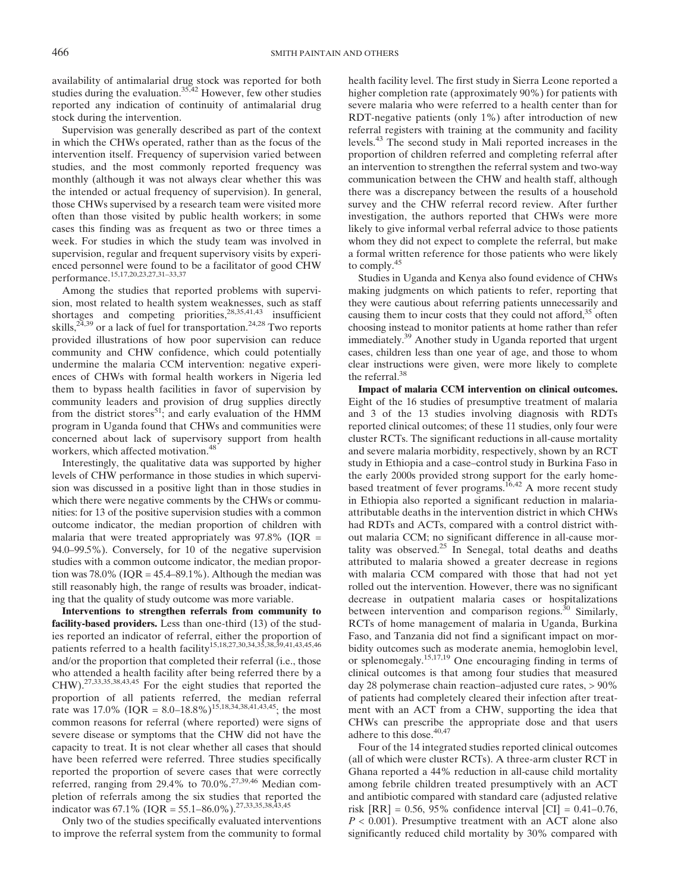availability of antimalarial drug stock was reported for both studies during the evaluation.[35,42] However, few other studies reported any indication of continuity of antimalarial drug stock during the intervention.

Supervision was generally described as part of the context in which the CHWs operated, rather than as the focus of the intervention itself. Frequency of supervision varied between studies, and the most commonly reported frequency was monthly (although it was not always clear whether this was the intended or actual frequency of supervision). In general, those CHWs supervised by a research team were visited more often than those visited by public health workers; in some cases this finding was as frequent as two or three times a week. For studies in which the study team was involved in supervision, regular and frequent supervisory visits by experienced personnel were found to be a facilitator of good CHW performance.[15,17,20,23,27,31–33,37]

Among the studies that reported problems with supervision, most related to health system weaknesses, such as staff shortages and competing priorities,[28,35,41,43] insufficient skills,[24,39] or a lack of fuel for transportation.[24,28] Two reports provided illustrations of how poor supervision can reduce community and CHW confidence, which could potentially undermine the malaria CCM intervention: negative experiences of CHWs with formal health workers in Nigeria led them to bypass health facilities in favor of supervision by community leaders and provision of drug supplies directly from the district stores[51]; and early evaluation of the HMM program in Uganda found that CHWs and communities were concerned about lack of supervisory support from health workers, which affected motivation.[48]

Interestingly, the qualitative data was supported by higher levels of CHW performance in those studies in which supervision was discussed in a positive light than in those studies in which there were negative comments by the CHWs or communities: for 13 of the positive supervision studies with a common outcome indicator, the median proportion of children with malaria that were treated appropriately was 97.8% (IQR = 94.0–99.5%). Conversely, for 10 of the negative supervision studies with a common outcome indicator, the median proportion was 78.0% (IQR = 45.4–89.1%). Although the median was still reasonably high, the range of results was broader, indicating that the quality of study outcome was more variable.

**Interventions to strengthen referrals from community to facility-based providers.** Less than one-third (13) of the studies reported an indicator of referral, either the proportion of patients referred to a health facility[15,18,27,30,34,35,38,39,41,43,45,46] and/or the proportion that completed their referral (i.e., those who attended a health facility after being referred there by a CHW).[27,33,35,38,43,45] For the eight studies that reported the proportion of all patients referred, the median referral rate was 17.0% (IQR = 8.0–18.8%)[15,18,34,38,41,43,45]; the most common reasons for referral (where reported) were signs of severe disease or symptoms that the CHW did not have the capacity to treat. It is not clear whether all cases that should have been referred were referred. Three studies specifically reported the proportion of severe cases that were correctly referred, ranging from 29.4% to 70.0%.[27,39,46] Median completion of referrals among the six studies that reported the indicator was 67.1% (IQR = 55.1–86.0%).[27,33,35,38,43,45]

Only two of the studies specifically evaluated interventions to improve the referral system from the community to formal health facility level. The first study in Sierra Leone reported a higher completion rate (approximately 90%) for patients with severe malaria who were referred to a health center than for RDT-negative patients (only 1%) after introduction of new referral registers with training at the community and facility levels.[43] The second study in Mali reported increases in the proportion of children referred and completing referral after an intervention to strengthen the referral system and two-way communication between the CHW and health staff, although there was a discrepancy between the results of a household survey and the CHW referral record review. After further investigation, the authors reported that CHWs were more likely to give informal verbal referral advice to those patients whom they did not expect to complete the referral, but make a formal written reference for those patients who were likely to comply.[45]

Studies in Uganda and Kenya also found evidence of CHWs making judgments on which patients to refer, reporting that they were cautious about referring patients unnecessarily and causing them to incur costs that they could not afford,[35] often choosing instead to monitor patients at home rather than refer immediately.[39] Another study in Uganda reported that urgent cases, children less than one year of age, and those to whom clear instructions were given, were more likely to complete the referral.[38]

**Impact of malaria CCM intervention on clinical outcomes.** Eight of the 16 studies of presumptive treatment of malaria and 3 of the 13 studies involving diagnosis with RDTs reported clinical outcomes; of these 11 studies, only four were cluster RCTs. The significant reductions in all-cause mortality and severe malaria morbidity, respectively, shown by an RCT study in Ethiopia and a case–control study in Burkina Faso in the early 2000s provided strong support for the early home-based treatment of fever programs.[16,42] A more recent study in Ethiopia also reported a significant reduction in malaria-attributable deaths in the intervention district in which CHWs had RDTs and ACTs, compared with a control district without malaria CCM; no significant difference in all-cause mortality was observed.[25] In Senegal, total deaths and deaths attributed to malaria showed a greater decrease in regions with malaria CCM compared with those that had not yet rolled out the intervention. However, there was no significant decrease in outpatient malaria cases or hospitalizations between intervention and comparison regions.[30] Similarly, RCTs of home management of malaria in Uganda, Burkina Faso, and Tanzania did not find a significant impact on morbidity outcomes such as moderate anemia, hemoglobin level, or splenomegaly.[15,17,19] One encouraging finding in terms of clinical outcomes is that among four studies that measured day 28 polymerase chain reaction–adjusted cure rates, > 90% of patients had completely cleared their infection after treatment with an ACT from a CHW, supporting the idea that CHWs can prescribe the appropriate dose and that users adhere to this dose.[40,47]

Four of the 14 integrated studies reported clinical outcomes (all of which were cluster RCTs). A three-arm cluster RCT in Ghana reported a 44% reduction in all-cause child mortality among febrile children treated presumptively with an ACT and antibiotic compared with standard care (adjusted relative risk [RR] = 0.56, 95% confidence interval [CI] = 0.41–0.76, $P < 0.001$). Presumptive treatment with an ACT alone also significantly reduced child mortality by 30% compared with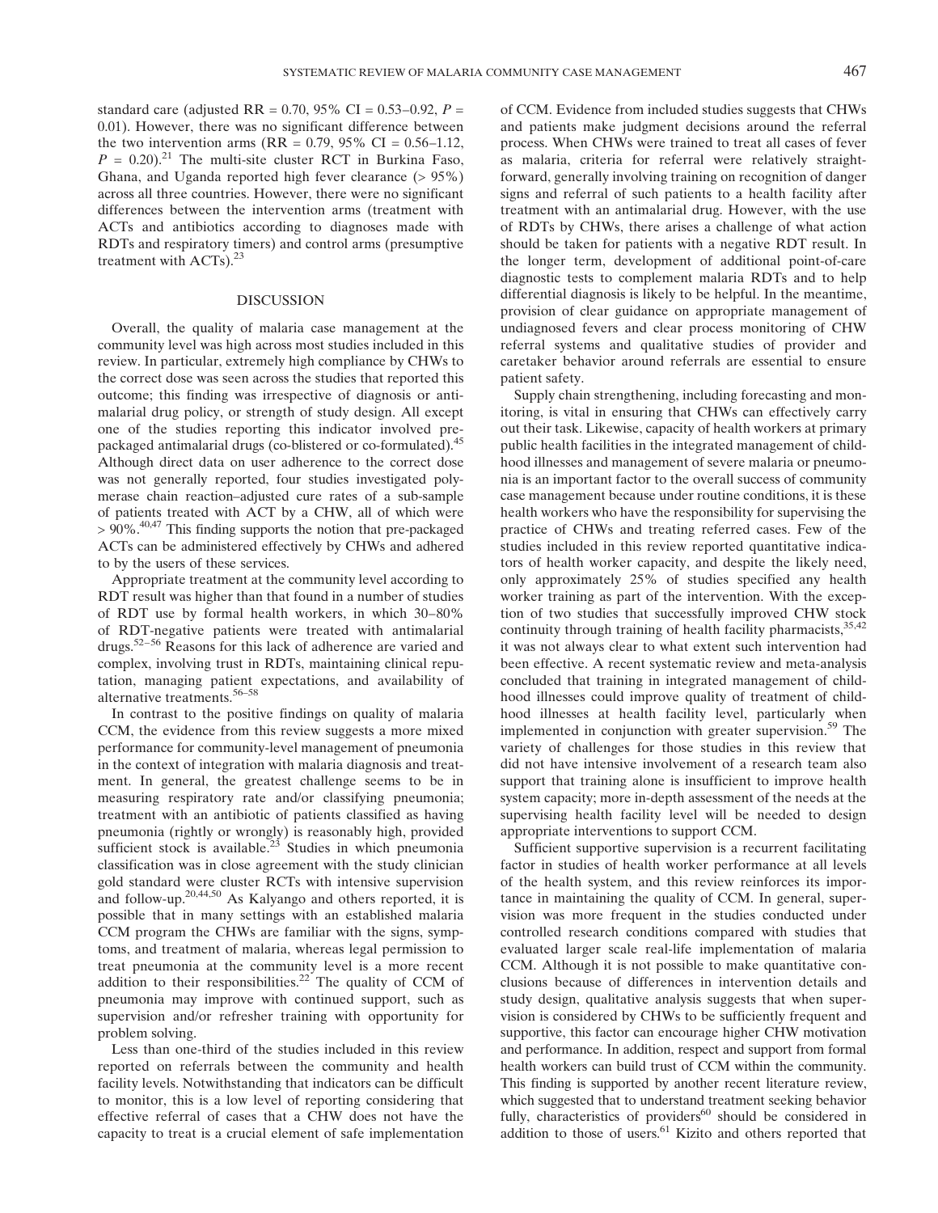standard care (adjusted RR = 0.70, 95% CI = 0.53–0.92, $P$ = 0.01). However, there was no significant difference between the two intervention arms (RR = 0.79, 95% CI = 0.56–1.12, $P$ = 0.20).[21] The multi-site cluster RCT in Burkina Faso, Ghana, and Uganda reported high fever clearance (> 95%) across all three countries. However, there were no significant differences between the intervention arms (treatment with ACTs and antibiotics according to diagnoses made with RDTs and respiratory timers) and control arms (presumptive treatment with ACTs).[23]

## DISCUSSION

Overall, the quality of malaria case management at the community level was high across most studies included in this review. In particular, extremely high compliance by CHWs to the correct dose was seen across the studies that reported this outcome; this finding was irrespective of diagnosis or antimalarial drug policy, or strength of study design. All except one of the studies reporting this indicator involved prepackaged antimalarial drugs (co-blistered or co-formulated).[45] Although direct data on user adherence to the correct dose was not generally reported, four studies investigated polymerase chain reaction–adjusted cure rates of a sub-sample of patients treated with ACT by a CHW, all of which were > 90%.[40,47] This finding supports the notion that pre-packaged ACTs can be administered effectively by CHWs and adhered to by the users of these services.

Appropriate treatment at the community level according to RDT result was higher than that found in a number of studies of RDT use by formal health workers, in which 30–80% of RDT-negative patients were treated with antimalarial drugs.[52–56] Reasons for this lack of adherence are varied and complex, involving trust in RDTs, maintaining clinical reputation, managing patient expectations, and availability of alternative treatments.[56–58]

In contrast to the positive findings on quality of malaria CCM, the evidence from this review suggests a more mixed performance for community-level management of pneumonia in the context of integration with malaria diagnosis and treatment. In general, the greatest challenge seems to be in measuring respiratory rate and/or classifying pneumonia; treatment with an antibiotic of patients classified as having pneumonia (rightly or wrongly) is reasonably high, provided sufficient stock is available.[23] Studies in which pneumonia classification was in close agreement with the study clinician gold standard were cluster RCTs with intensive supervision and follow-up.[20,44,50] As Kalyango and others reported, it is possible that in many settings with an established malaria CCM program the CHWs are familiar with the signs, symptoms, and treatment of malaria, whereas legal permission to treat pneumonia at the community level is a more recent addition to their responsibilities.[22] The quality of CCM of pneumonia may improve with continued support, such as supervision and/or refresher training with opportunity for problem solving.

Less than one-third of the studies included in this review reported on referrals between the community and health facility levels. Notwithstanding that indicators can be difficult to monitor, this is a low level of reporting considering that effective referral of cases that a CHW does not have the capacity to treat is a crucial element of safe implementation of CCM. Evidence from included studies suggests that CHWs and patients make judgment decisions around the referral process. When CHWs were trained to treat all cases of fever as malaria, criteria for referral were relatively straightforward, generally involving training on recognition of danger signs and referral of such patients to a health facility after treatment with an antimalarial drug. However, with the use of RDTs by CHWs, there arises a challenge of what action should be taken for patients with a negative RDT result. In the longer term, development of additional point-of-care diagnostic tests to complement malaria RDTs and to help differential diagnosis is likely to be helpful. In the meantime, provision of clear guidance on appropriate management of undiagnosed fevers and clear process monitoring of CHW referral systems and qualitative studies of provider and caretaker behavior around referrals are essential to ensure patient safety.

Supply chain strengthening, including forecasting and monitoring, is vital in ensuring that CHWs can effectively carry out their task. Likewise, capacity of health workers at primary public health facilities in the integrated management of childhood illnesses and management of severe malaria or pneumonia is an important factor to the overall success of community case management because under routine conditions, it is these health workers who have the responsibility for supervising the practice of CHWs and treating referred cases. Few of the studies included in this review reported quantitative indicators of health worker capacity, and despite the likely need, only approximately 25% of studies specified any health worker training as part of the intervention. With the exception of two studies that successfully improved CHW stock continuity through training of health facility pharmacists,[35,42] it was not always clear to what extent such intervention had been effective. A recent systematic review and meta-analysis concluded that training in integrated management of childhood illnesses could improve quality of treatment of childhood illnesses at health facility level, particularly when implemented in conjunction with greater supervision.[59] The variety of challenges for those studies in this review that did not have intensive involvement of a research team also support that training alone is insufficient to improve health system capacity; more in-depth assessment of the needs at the supervising health facility level will be needed to design appropriate interventions to support CCM.

Sufficient supportive supervision is a recurrent facilitating factor in studies of health worker performance at all levels of the health system, and this review reinforces its importance in maintaining the quality of CCM. In general, supervision was more frequent in the studies conducted under controlled research conditions compared with studies that evaluated larger scale real-life implementation of malaria CCM. Although it is not possible to make quantitative conclusions because of differences in intervention details and study design, qualitative analysis suggests that when supervision is considered by CHWs to be sufficiently frequent and supportive, this factor can encourage higher CHW motivation and performance. In addition, respect and support from formal health workers can build trust of CCM within the community. This finding is supported by another recent literature review, which suggested that to understand treatment seeking behavior fully, characteristics of providers[60] should be considered in addition to those of users.[61] Kizito and others reported that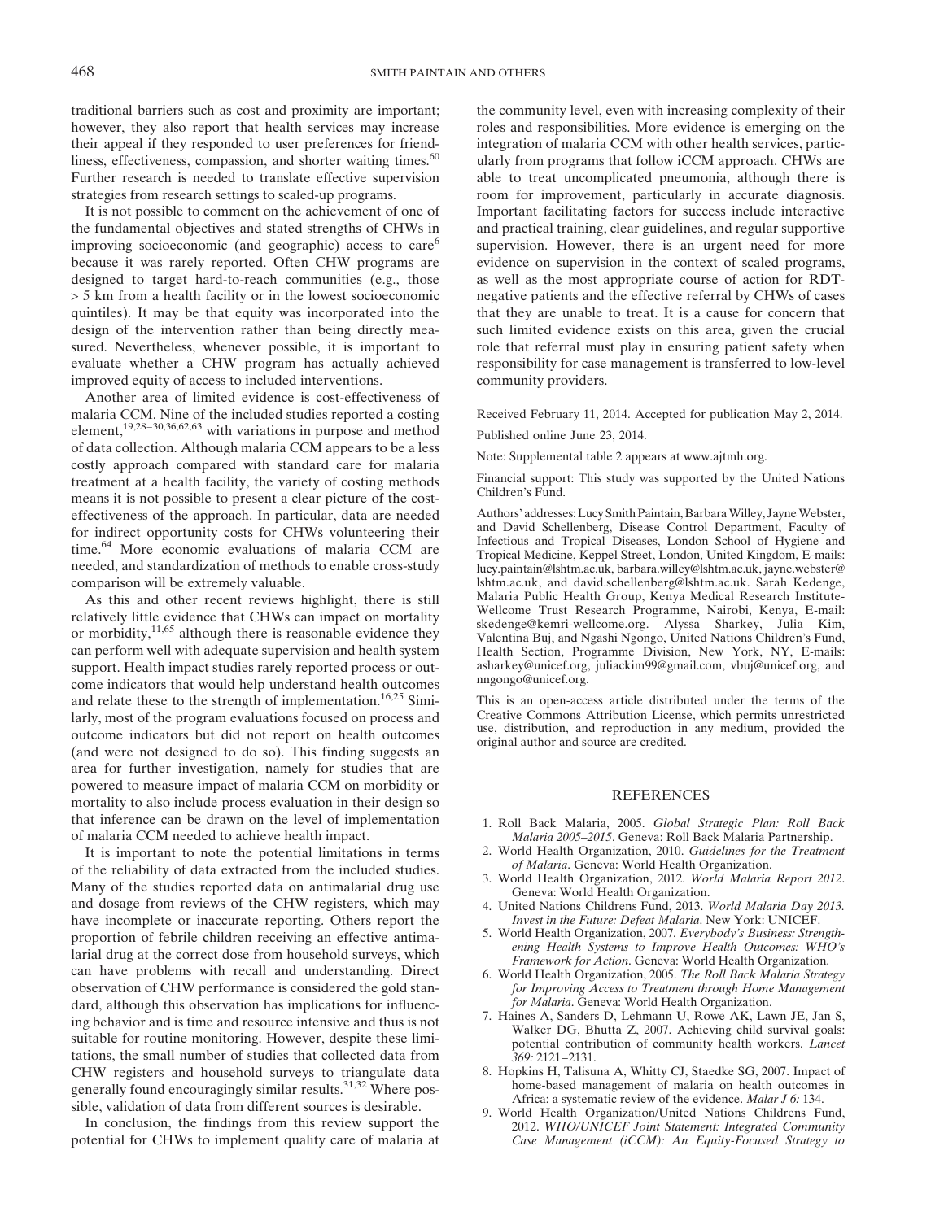traditional barriers such as cost and proximity are important; however, they also report that health services may increase their appeal if they responded to user preferences for friendliness, effectiveness, compassion, and shorter waiting times.[60] Further research is needed to translate effective supervision strategies from research settings to scaled-up programs.

It is not possible to comment on the achievement of one of the fundamental objectives and stated strengths of CHWs in improving socioeconomic (and geographic) access to care[6] because it was rarely reported. Often CHW programs are designed to target hard-to-reach communities (e.g., those > 5 km from a health facility or in the lowest socioeconomic quintiles). It may be that equity was incorporated into the design of the intervention rather than being directly measured. Nevertheless, whenever possible, it is important to evaluate whether a CHW program has actually achieved improved equity of access to included interventions.

Another area of limited evidence is cost-effectiveness of malaria CCM. Nine of the included studies reported a costing element,[19,28–30,36,62,63] with variations in purpose and method of data collection. Although malaria CCM appears to be a less costly approach compared with standard care for malaria treatment at a health facility, the variety of costing methods means it is not possible to present a clear picture of the cost-effectiveness of the approach. In particular, data are needed for indirect opportunity costs for CHWs volunteering their time.[64] More economic evaluations of malaria CCM are needed, and standardization of methods to enable cross-study comparison will be extremely valuable.

As this and other recent reviews highlight, there is still relatively little evidence that CHWs can impact on mortality or morbidity,[11,65] although there is reasonable evidence they can perform well with adequate supervision and health system support. Health impact studies rarely reported process or outcome indicators that would help understand health outcomes and relate these to the strength of implementation.[16,25] Similarly, most of the program evaluations focused on process and outcome indicators but did not report on health outcomes (and were not designed to do so). This finding suggests an area for further investigation, namely for studies that are powered to measure impact of malaria CCM on morbidity or mortality to also include process evaluation in their design so that inference can be drawn on the level of implementation of malaria CCM needed to achieve health impact.

It is important to note the potential limitations in terms of the reliability of data extracted from the included studies. Many of the studies reported data on antimalarial drug use and dosage from reviews of the CHW registers, which may have incomplete or inaccurate reporting. Others report the proportion of febrile children receiving an effective antimalarial drug at the correct dose from household surveys, which can have problems with recall and understanding. Direct observation of CHW performance is considered the gold standard, although this observation has implications for influencing behavior and is time and resource intensive and thus is not suitable for routine monitoring. However, despite these limitations, the small number of studies that collected data from CHW registers and household surveys to triangulate data generally found encouragingly similar results.[31,32] Where possible, validation of data from different sources is desirable.

In conclusion, the findings from this review support the potential for CHWs to implement quality care of malaria at the community level, even with increasing complexity of their roles and responsibilities. More evidence is emerging on the integration of malaria CCM with other health services, particularly from programs that follow iCCM approach. CHWs are able to treat uncomplicated pneumonia, although there is room for improvement, particularly in accurate diagnosis. Important facilitating factors for success include interactive and practical training, clear guidelines, and regular supportive supervision. However, there is an urgent need for more evidence on supervision in the context of scaled programs, as well as the most appropriate course of action for RDT-negative patients and the effective referral by CHWs of cases that they are unable to treat. It is a cause for concern that such limited evidence exists on this area, given the crucial role that referral must play in ensuring patient safety when responsibility for case management is transferred to low-level community providers.

Received February 11, 2014. Accepted for publication May 2, 2014.

Published online June 23, 2014.

Note: Supplemental table 2 appears at www.ajtmh.org.

Financial support: This study was supported by the United Nations Children's Fund.

Authors' addresses: Lucy Smith Paintain, Barbara Willey, Jayne Webster, and David Schellenberg, Disease Control Department, Faculty of Infectious and Tropical Diseases, London School of Hygiene and Tropical Medicine, Keppel Street, London, United Kingdom, E-mails: lucy.paintain@lshtm.ac.uk, barbara.willey@lshtm.ac.uk, jayne.webster@lshtm.ac.uk, and david.schellenberg@lshtm.ac.uk. Sarah Kedenge, Malaria Public Health Group, Kenya Medical Research Institute-Wellcome Trust Research Programme, Nairobi, Kenya, E-mail: skedenge@kemri-wellcome.org. Alyssa Sharkey, Julia Kim, Valentina Buj, and Ngashi Ngongo, United Nations Children's Fund, Health Section, Programme Division, New York, NY, E-mails: asharkey@unicef.org, juliackim99@gmail.com, vbuj@unicef.org, and nngongo@unicef.org.

This is an open-access article distributed under the terms of the Creative Commons Attribution License, which permits unrestricted use, distribution, and reproduction in any medium, provided the original author and source are credited.

## REFERENCES

1. Roll Back Malaria, 2005. *Global Strategic Plan: Roll Back Malaria 2005–2015*. Geneva: Roll Back Malaria Partnership.
2. World Health Organization, 2010. *Guidelines for the Treatment of Malaria*. Geneva: World Health Organization.
3. World Health Organization, 2012. *World Malaria Report 2012*. Geneva: World Health Organization.
4. United Nations Childrens Fund, 2013. *World Malaria Day 2013. Invest in the Future: Defeat Malaria*. New York: UNICEF.
5. World Health Organization, 2007. *Everybody's Business: Strengthening Health Systems to Improve Health Outcomes: WHO's Framework for Action*. Geneva: World Health Organization.
6. World Health Organization, 2005. *The Roll Back Malaria Strategy for Improving Access to Treatment through Home Management for Malaria*. Geneva: World Health Organization.
7. Haines A, Sanders D, Lehmann U, Rowe AK, Lawn JE, Jan S, Walker DG, Bhutta Z, 2007. Achieving child survival goals: potential contribution of community health workers. *Lancet 369:* 2121–2131.
8. Hopkins H, Talisuna A, Whitty CJ, Staedke SG, 2007. Impact of home-based management of malaria on health outcomes in Africa: a systematic review of the evidence. *Malar J 6:* 134.
9. World Health Organization/United Nations Childrens Fund, 2012. *WHO/UNICEF Joint Statement: Integrated Community Case Management (iCCM): An Equity-Focused Strategy to*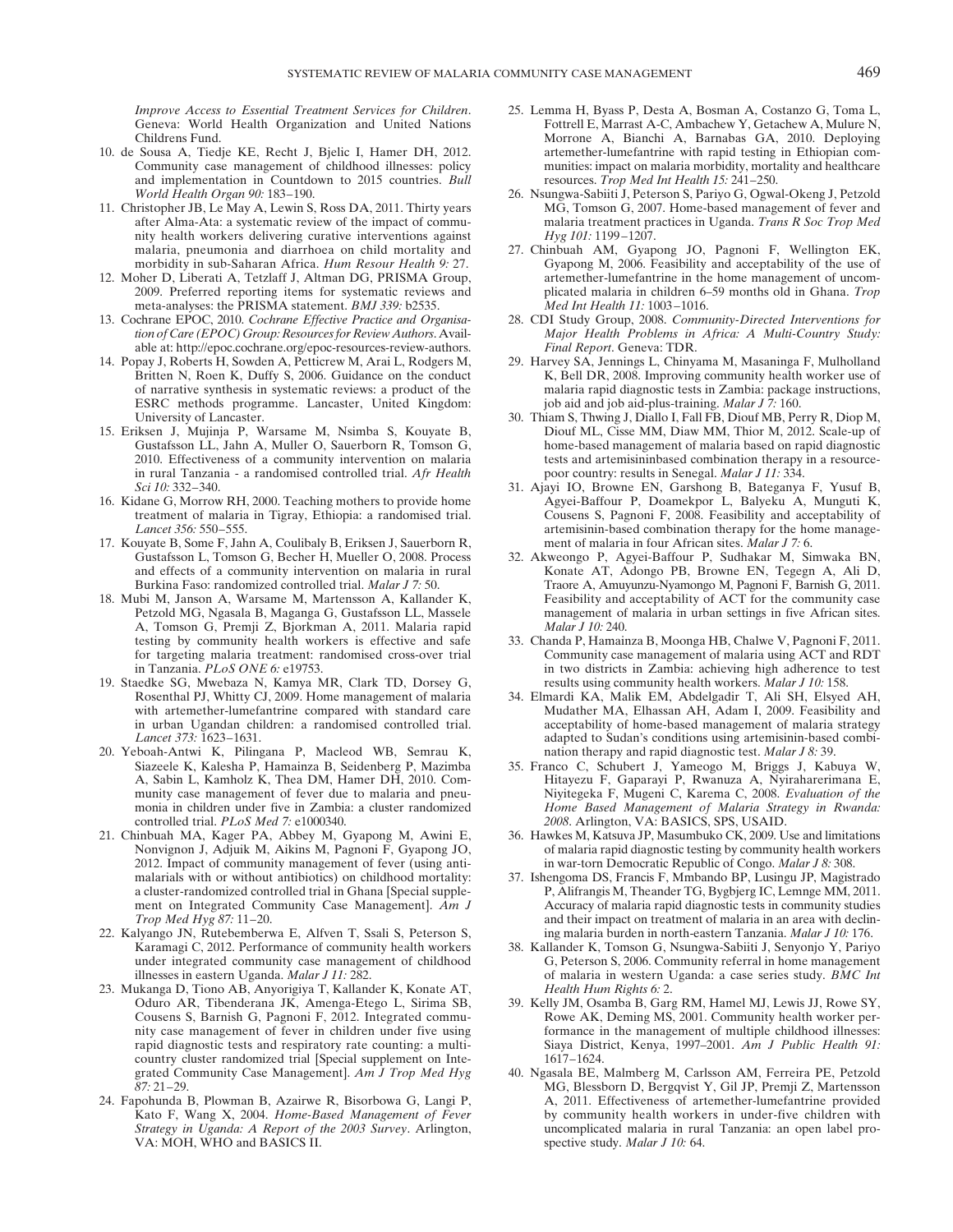*Improve Access to Essential Treatment Services for Children*. Geneva: World Health Organization and United Nations Childrens Fund.

10. de Sousa A, Tiedje KE, Recht J, Bjelic I, Hamer DH, 2012. Community case management of childhood illnesses: policy and implementation in Countdown to 2015 countries. *Bull World Health Organ 90:* 183–190.
11. Christopher JB, Le May A, Lewin S, Ross DA, 2011. Thirty years after Alma-Ata: a systematic review of the impact of community health workers delivering curative interventions against malaria, pneumonia and diarrhoea on child mortality and morbidity in sub-Saharan Africa. *Hum Resour Health 9:* 27.
12. Moher D, Liberati A, Tetzlaff J, Altman DG, PRISMA Group, 2009. Preferred reporting items for systematic reviews and meta-analyses: the PRISMA statement. *BMJ 339:* b2535.
13. Cochrane EPOC, 2010. *Cochrane Effective Practice and Organisation of Care (EPOC) Group: Resources for Review Authors*. Available at: http://epoc.cochrane.org/epoc-resources-review-authors.
14. Popay J, Roberts H, Sowden A, Petticrew M, Arai L, Rodgers M, Britten N, Roen K, Duffy S, 2006. Guidance on the conduct of narrative synthesis in systematic reviews: a product of the ESRC methods programme. Lancaster, United Kingdom: University of Lancaster.
15. Eriksen J, Mujinja P, Warsame M, Nsimba S, Kouyate B, Gustafsson LL, Jahn A, Muller O, Sauerborn R, Tomson G, 2010. Effectiveness of a community intervention on malaria in rural Tanzania - a randomised controlled trial. *Afr Health Sci 10:* 332–340.
16. Kidane G, Morrow RH, 2000. Teaching mothers to provide home treatment of malaria in Tigray, Ethiopia: a randomised trial. *Lancet 356:* 550–555.
17. Kouyate B, Some F, Jahn A, Coulibaly B, Eriksen J, Sauerborn R, Gustafsson L, Tomson G, Becher H, Mueller O, 2008. Process and effects of a community intervention on malaria in rural Burkina Faso: randomized controlled trial. *Malar J 7:* 50.
18. Mubi M, Janson A, Warsame M, Martensson A, Kallander K, Petzold MG, Ngasala B, Maganga G, Gustafsson LL, Massele A, Tomson G, Premji Z, Bjorkman A, 2011. Malaria rapid testing by community health workers is effective and safe for targeting malaria treatment: randomised cross-over trial in Tanzania. *PLoS ONE 6:* e19753.
19. Staedke SG, Mwebaza N, Kamya MR, Clark TD, Dorsey G, Rosenthal PJ, Whitty CJ, 2009. Home management of malaria with artemether-lumefantrine compared with standard care in urban Ugandan children: a randomised controlled trial. *Lancet 373:* 1623–1631.
20. Yeboah-Antwi K, Pilingana P, Macleod WB, Semrau K, Siazeele K, Kalesha P, Hamainza B, Seidenberg P, Mazimba A, Sabin L, Kamholz K, Thea DM, Hamer DH, 2010. Community case management of fever due to malaria and pneumonia in children under five in Zambia: a cluster randomized controlled trial. *PLoS Med 7:* e1000340.
21. Chinbuah MA, Kager PA, Abbey M, Gyapong M, Awini E, Nonvignon J, Adjuik M, Aikins M, Pagnoni F, Gyapong JO, 2012. Impact of community management of fever (using antimalarials with or without antibiotics) on childhood mortality: a cluster-randomized controlled trial in Ghana [Special supplement on Integrated Community Case Management]. *Am J Trop Med Hyg 87:* 11–20.
22. Kalyango JN, Rutebemberwa E, Alfven T, Ssali S, Peterson S, Karamagi C, 2012. Performance of community health workers under integrated community case management of childhood illnesses in eastern Uganda. *Malar J 11:* 282.
23. Mukanga D, Tiono AB, Anyorigiya T, Kallander K, Konate AT, Oduro AR, Tibenderana JK, Amenga-Etego L, Sirima SB, Cousens S, Barnish G, Pagnoni F, 2012. Integrated community case management of fever in children under five using rapid diagnostic tests and respiratory rate counting: a multi-country cluster randomized trial [Special supplement on Integrated Community Case Management]. *Am J Trop Med Hyg 87:* 21–29.
24. Fapohunda B, Plowman B, Azairwe R, Bisorbowa G, Langi P, Kato F, Wang X, 2004. *Home-Based Management of Fever Strategy in Uganda: A Report of the 2003 Survey*. Arlington, VA: MOH, WHO and BASICS II.
25. Lemma H, Byass P, Desta A, Bosman A, Costanzo G, Toma L, Fottrell E, Marrast A-C, Ambachew Y, Getachew A, Mulure N, Morrone A, Bianchi A, Barnabas GA, 2010. Deploying artemether-lumefantrine with rapid testing in Ethiopian communities: impact on malaria morbidity, mortality and healthcare resources. *Trop Med Int Health 15:* 241–250.
26. Nsungwa-Sabiiti J, Peterson S, Pariyo G, Ogwal-Okeng J, Petzold MG, Tomson G, 2007. Home-based management of fever and malaria treatment practices in Uganda. *Trans R Soc Trop Med Hyg 101:* 1199–1207.
27. Chinbuah AM, Gyapong JO, Pagnoni F, Wellington EK, Gyapong M, 2006. Feasibility and acceptability of the use of artemether-lumefantrine in the home management of uncomplicated malaria in children 6–59 months old in Ghana. *Trop Med Int Health 11:* 1003–1016.
28. CDI Study Group, 2008. *Community-Directed Interventions for Major Health Problems in Africa: A Multi-Country Study: Final Report*. Geneva: TDR.
29. Harvey SA, Jennings L, Chinyama M, Masaninga F, Mulholland K, Bell DR, 2008. Improving community health worker use of malaria rapid diagnostic tests in Zambia: package instructions, job aid and job aid-plus-training. *Malar J 7:* 160.
30. Thiam S, Thwing J, Diallo I, Fall FB, Diouf MB, Perry R, Diop M, Diouf ML, Cisse MM, Diaw MM, Thior M, 2012. Scale-up of home-based management of malaria based on rapid diagnostic tests and artemisininbased combination therapy in a resource-poor country: results in Senegal. *Malar J 11:* 334.
31. Ajayi IO, Browne EN, Garshong B, Bateganya F, Yusuf B, Agyei-Baffour P, Doamekpor L, Balyeku A, Munguti K, Cousens S, Pagnoni F, 2008. Feasibility and acceptability of artemisinin-based combination therapy for the home management of malaria in four African sites. *Malar J 7:* 6.
32. Akweongo P, Agyei-Baffour P, Sudhakar M, Simwaka BN, Konate AT, Adongo PB, Browne EN, Tegegn A, Ali D, Traore A, Amuyunzu-Nyamongo M, Pagnoni F, Barnish G, 2011. Feasibility and acceptability of ACT for the community case management of malaria in urban settings in five African sites. *Malar J 10:* 240.
33. Chanda P, Hamainza B, Moonga HB, Chalwe V, Pagnoni F, 2011. Community case management of malaria using ACT and RDT in two districts in Zambia: achieving high adherence to test results using community health workers. *Malar J 10:* 158.
34. Elmardi KA, Malik EM, Abdelgadir T, Ali SH, Elsyed AH, Mudather MA, Elhassan AH, Adam I, 2009. Feasibility and acceptability of home-based management of malaria strategy adapted to Sudan's conditions using artemisinin-based combination therapy and rapid diagnostic test. *Malar J 8:* 39.
35. Franco C, Schubert J, Yameogo M, Briggs J, Kabuya W, Hitayezu F, Gaparayi P, Rwanuza A, Nyiraharerimana E, Niyitegeka F, Mugeni C, Karema C, 2008. *Evaluation of the Home Based Management of Malaria Strategy in Rwanda: 2008*. Arlington, VA: BASICS, SPS, USAID.
36. Hawkes M, Katsuva JP, Masumbuko CK, 2009. Use and limitations of malaria rapid diagnostic testing by community health workers in war-torn Democratic Republic of Congo. *Malar J 8:* 308.
37. Ishengoma DS, Francis F, Mmbando BP, Lusingu JP, Magistrado P, Alifrangis M, Theander TG, Bygbjerg IC, Lemnge MM, 2011. Accuracy of malaria rapid diagnostic tests in community studies and their impact on treatment of malaria in an area with declining malaria burden in north-eastern Tanzania. *Malar J 10:* 176.
38. Kallander K, Tomson G, Nsungwa-Sabiiti J, Senyonjo Y, Pariyo G, Peterson S, 2006. Community referral in home management of malaria in western Uganda: a case series study. *BMC Int Health Hum Rights 6:* 2.
39. Kelly JM, Osamba B, Garg RM, Hamel MJ, Lewis JJ, Rowe SY, Rowe AK, Deming MS, 2001. Community health worker performance in the management of multiple childhood illnesses: Siaya District, Kenya, 1997–2001. *Am J Public Health 91:* 1617–1624.
40. Ngasala BE, Malmberg M, Carlsson AM, Ferreira PE, Petzold MG, Blessborn D, Bergqvist Y, Gil JP, Premji Z, Martensson A, 2011. Effectiveness of artemether-lumefantrine provided by community health workers in under-five children with uncomplicated malaria in rural Tanzania: an open label prospective study. *Malar J 10:* 64.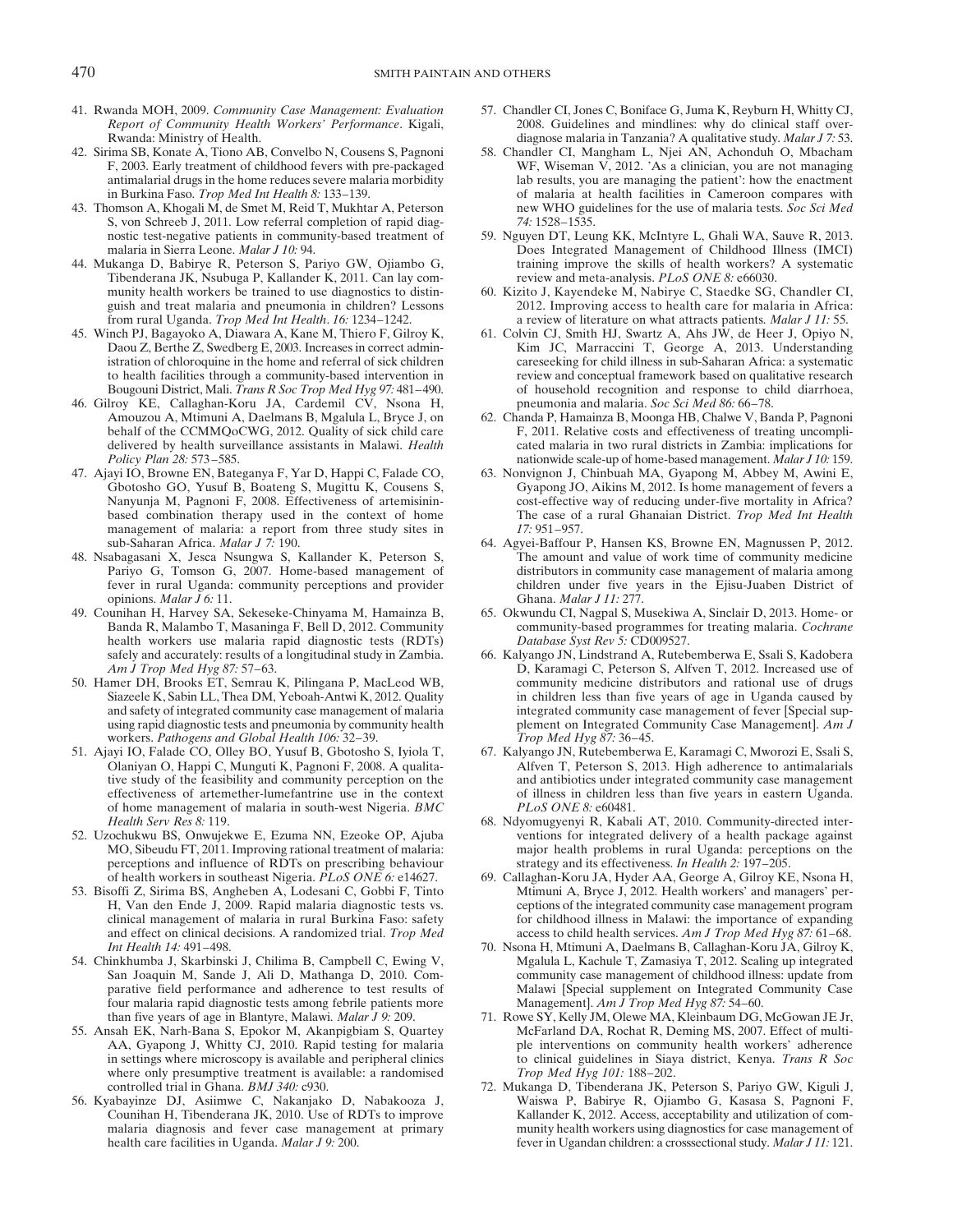41. Rwanda MOH, 2009. *Community Case Management: Evaluation Report of Community Health Workers' Performance*. Kigali, Rwanda: Ministry of Health.
42. Sirima SB, Konate A, Tiono AB, Convelbo N, Cousens S, Pagnoni F, 2003. Early treatment of childhood fevers with pre-packaged antimalarial drugs in the home reduces severe malaria morbidity in Burkina Faso. *Trop Med Int Health 8:* 133–139.
43. Thomson A, Khogali M, de Smet M, Reid T, Mukhtar A, Peterson S, von Schreeb J, 2011. Low referral completion of rapid diagnostic test-negative patients in community-based treatment of malaria in Sierra Leone. *Malar J 10:* 94.
44. Mukanga D, Babirye R, Peterson S, Pariyo GW, Ojiambo G, Tibenderana JK, Nsubuga P, Kallander K, 2011. Can lay community health workers be trained to use diagnostics to distinguish and treat malaria and pneumonia in children? Lessons from rural Uganda. *Trop Med Int Health*. *16:* 1234–1242.
45. Winch PJ, Bagayoko A, Diawara A, Kane M, Thiero F, Gilroy K, Daou Z, Berthe Z, Swedberg E, 2003. Increases in correct administration of chloroquine in the home and referral of sick children to health facilities through a community-based intervention in Bougouni District, Mali. *Trans R Soc Trop Med Hyg 97:* 481–490.
46. Gilroy KE, Callaghan-Koru JA, Cardemil CV, Nsona H, Amouzou A, Mtimuni A, Daelmans B, Mgalula L, Bryce J, on behalf of the CCMMQoCWG, 2012. Quality of sick child care delivered by health surveillance assistants in Malawi. *Health Policy Plan 28:* 573–585.
47. Ajayi IO, Browne EN, Bateganya F, Yar D, Happi C, Falade CO, Gbotosho GO, Yusuf B, Boateng S, Mugittu K, Cousens S, Nanyunja M, Pagnoni F, 2008. Effectiveness of artemisinin-based combination therapy used in the context of home management of malaria: a report from three study sites in sub-Saharan Africa. *Malar J 7:* 190.
48. Nsabagasani X, Jesca Nsungwa S, Kallander K, Peterson S, Pariyo G, Tomson G, 2007. Home-based management of fever in rural Uganda: community perceptions and provider opinions. *Malar J 6:* 11.
49. Counihan H, Harvey SA, Sekeseke-Chinyama M, Hamainza B, Banda R, Malambo T, Masaninga F, Bell D, 2012. Community health workers use malaria rapid diagnostic tests (RDTs) safely and accurately: results of a longitudinal study in Zambia. *Am J Trop Med Hyg 87:* 57–63.
50. Hamer DH, Brooks ET, Semrau K, Pilingana P, MacLeod WB, Siazeele K, Sabin LL, Thea DM, Yeboah-Antwi K, 2012. Quality and safety of integrated community case management of malaria using rapid diagnostic tests and pneumonia by community health workers. *Pathogens and Global Health 106:* 32–39.
51. Ajayi IO, Falade CO, Olley BO, Yusuf B, Gbotosho S, Iyiola T, Olaniyan O, Happi C, Munguti K, Pagnoni F, 2008. A qualitative study of the feasibility and community perception on the effectiveness of artemether-lumefantrine use in the context of home management of malaria in south-west Nigeria. *BMC Health Serv Res 8:* 119.
52. Uzochukwu BS, Onwujekwe E, Ezuma NN, Ezeoke OP, Ajuba MO, Sibeudu FT, 2011. Improving rational treatment of malaria: perceptions and influence of RDTs on prescribing behaviour of health workers in southeast Nigeria. *PLoS ONE 6:* e14627.
53. Bisoffi Z, Sirima BS, Angheben A, Lodesani C, Gobbi F, Tinto H, Van den Ende J, 2009. Rapid malaria diagnostic tests vs. clinical management of malaria in rural Burkina Faso: safety and effect on clinical decisions. A randomized trial. *Trop Med Int Health 14:* 491–498.
54. Chinkhumba J, Skarbinski J, Chilima B, Campbell C, Ewing V, San Joaquin M, Sande J, Ali D, Mathanga D, 2010. Comparative field performance and adherence to test results of four malaria rapid diagnostic tests among febrile patients more than five years of age in Blantyre, Malawi. *Malar J 9:* 209.
55. Ansah EK, Narh-Bana S, Epokor M, Akanpigbiam S, Quartey AA, Gyapong J, Whitty CJ, 2010. Rapid testing for malaria in settings where microscopy is available and peripheral clinics where only presumptive treatment is available: a randomised controlled trial in Ghana. *BMJ 340:* c930.
56. Kyabayinze DJ, Asiimwe C, Nakanjako D, Nabakooza J, Counihan H, Tibenderana JK, 2010. Use of RDTs to improve malaria diagnosis and fever case management at primary health care facilities in Uganda. *Malar J 9:* 200.
57. Chandler CI, Jones C, Boniface G, Juma K, Reyburn H, Whitty CJ, 2008. Guidelines and mindlines: why do clinical staff over-diagnose malaria in Tanzania? A qualitative study. *Malar J 7:* 53.
58. Chandler CI, Mangham L, Njei AN, Achonduh O, Mbacham WF, Wiseman V, 2012. 'As a clinician, you are not managing lab results, you are managing the patient': how the enactment of malaria at health facilities in Cameroon compares with new WHO guidelines for the use of malaria tests. *Soc Sci Med 74:* 1528–1535.
59. Nguyen DT, Leung KK, McIntyre L, Ghali WA, Sauve R, 2013. Does Integrated Management of Childhood Illness (IMCI) training improve the skills of health workers? A systematic review and meta-analysis. *PLoS ONE 8:* e66030.
60. Kizito J, Kayendeke M, Nabirye C, Staedke SG, Chandler CI, 2012. Improving access to health care for malaria in Africa: a review of literature on what attracts patients. *Malar J 11:* 55.
61. Colvin CJ, Smith HJ, Swartz A, Ahs JW, de Heer J, Opiyo N, Kim JC, Marraccini T, George A, 2013. Understanding careseeking for child illness in sub-Saharan Africa: a systematic review and conceptual framework based on qualitative research of household recognition and response to child diarrhoea, pneumonia and malaria. *Soc Sci Med 86:* 66–78.
62. Chanda P, Hamainza B, Moonga HB, Chalwe V, Banda P, Pagnoni F, 2011. Relative costs and effectiveness of treating uncomplicated malaria in two rural districts in Zambia: implications for nationwide scale-up of home-based management. *Malar J 10:* 159.
63. Nonvignon J, Chinbuah MA, Gyapong M, Abbey M, Awini E, Gyapong JO, Aikins M, 2012. Is home management of fevers a cost-effective way of reducing under-five mortality in Africa? The case of a rural Ghanaian District. *Trop Med Int Health 17:* 951–957.
64. Agyei-Baffour P, Hansen KS, Browne EN, Magnussen P, 2012. The amount and value of work time of community medicine distributors in community case management of malaria among children under five years in the Ejisu-Juaben District of Ghana. *Malar J 11:* 277.
65. Okwundu CI, Nagpal S, Musekiwa A, Sinclair D, 2013. Home- or community-based programmes for treating malaria. *Cochrane Database Syst Rev 5:* CD009527.
66. Kalyango JN, Lindstrand A, Rutebemberwa E, Ssali S, Kadobera D, Karamagi C, Peterson S, Alfven T, 2012. Increased use of community medicine distributors and rational use of drugs in children less than five years of age in Uganda caused by integrated community case management of fever [Special supplement on Integrated Community Case Management]. *Am J Trop Med Hyg 87:* 36–45.
67. Kalyango JN, Rutebemberwa E, Karamagi C, Mworozi E, Ssali S, Alfven T, Peterson S, 2013. High adherence to antimalarials and antibiotics under integrated community case management of illness in children less than five years in eastern Uganda. *PLoS ONE 8:* e60481.
68. Ndyomugyenyi R, Kabali AT, 2010. Community-directed interventions for integrated delivery of a health package against major health problems in rural Uganda: perceptions on the strategy and its effectiveness. *In Health 2:* 197–205.
69. Callaghan-Koru JA, Hyder AA, George A, Gilroy KE, Nsona H, Mtimuni A, Bryce J, 2012. Health workers' and managers' perceptions of the integrated community case management program for childhood illness in Malawi: the importance of expanding access to child health services. *Am J Trop Med Hyg 87:* 61–68.
70. Nsona H, Mtimuni A, Daelmans B, Callaghan-Koru JA, Gilroy K, Mgalula L, Kachule T, Zamasiya T, 2012. Scaling up integrated community case management of childhood illness: update from Malawi [Special supplement on Integrated Community Case Management]. *Am J Trop Med Hyg 87:* 54–60.
71. Rowe SY, Kelly JM, Olewe MA, Kleinbaum DG, McGowan JE Jr, McFarland DA, Rochat R, Deming MS, 2007. Effect of multiple interventions on community health workers' adherence to clinical guidelines in Siaya district, Kenya. *Trans R Soc Trop Med Hyg 101:* 188–202.
72. Mukanga D, Tibenderana JK, Peterson S, Pariyo GW, Kiguli J, Waiswa P, Babirye R, Ojiambo G, Kasasa S, Pagnoni F, Kallander K, 2012. Access, acceptability and utilization of community health workers using diagnostics for case management of fever in Ugandan children: a crosssectional study. *Malar J 11:* 121.